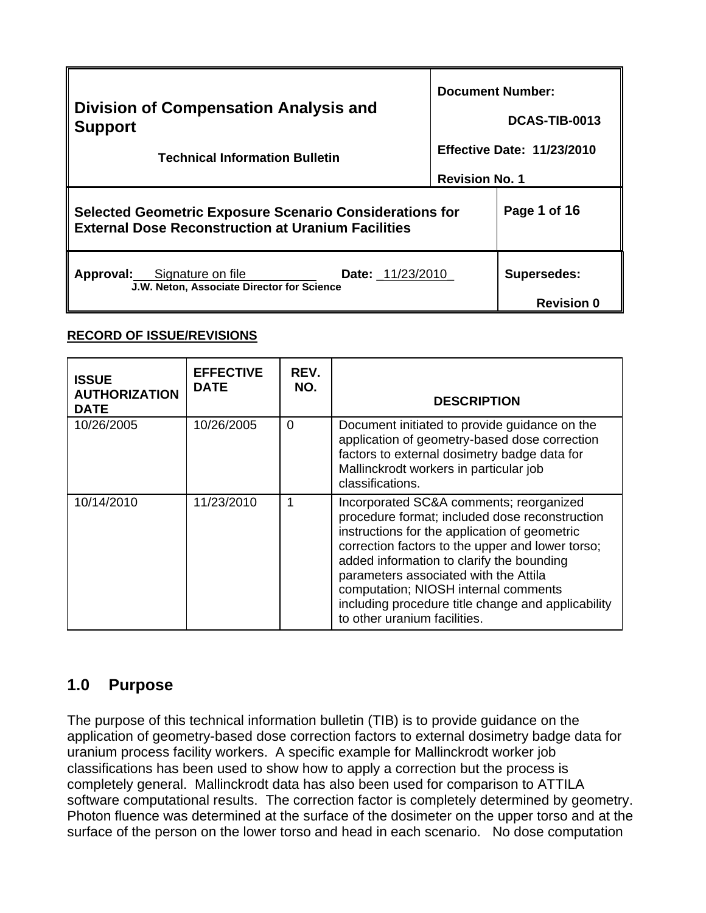| **Division of Compensation Analysis and Support** | **Document Number:** DCAS-TIB-0013 |
| --- | --- |
| **Technical Information Bulletin** | **Effective Date: 11/23/2010** |
| | **Revision No. 1** |
| **Selected Geometric Exposure Scenario Considerations for External Dose Reconstruction at Uranium Facilities** | **Page 1 of 16** |
| **Approval:** Signature on file **Date:** 11/23/2010<br>**J.W. Neton, Associate Director for Science** | **Supersedes:** **Revision 0** |

**RECORD OF ISSUE/REVISIONS**

| ISSUE AUTHORIZATION DATE | EFFECTIVE DATE | REV. NO. | DESCRIPTION |
| --- | --- | --- | --- |
| 10/26/2005 | 10/26/2005 | 0 | Document initiated to provide guidance on the application of geometry-based dose correction factors to external dosimetry badge data for Mallinckrodt workers in particular job classifications. |
| 10/14/2010 | 11/23/2010 | 1 | Incorporated SC&A comments; reorganized procedure format; included dose reconstruction instructions for the application of geometric correction factors to the upper and lower torso; added information to clarify the bounding parameters associated with the Attila computation; NIOSH internal comments including procedure title change and applicability to other uranium facilities. |

## 1.0 Purpose

The purpose of this technical information bulletin (TIB) is to provide guidance on the application of geometry-based dose correction factors to external dosimetry badge data for uranium process facility workers. A specific example for Mallinckrodt worker job classifications has been used to show how to apply a correction but the process is completely general. Mallinckrodt data has also been used for comparison to ATTILA software computational results. The correction factor is completely determined by geometry. Photon fluence was determined at the surface of the dosimeter on the upper torso and at the surface of the person on the lower torso and head in each scenario. No dose computation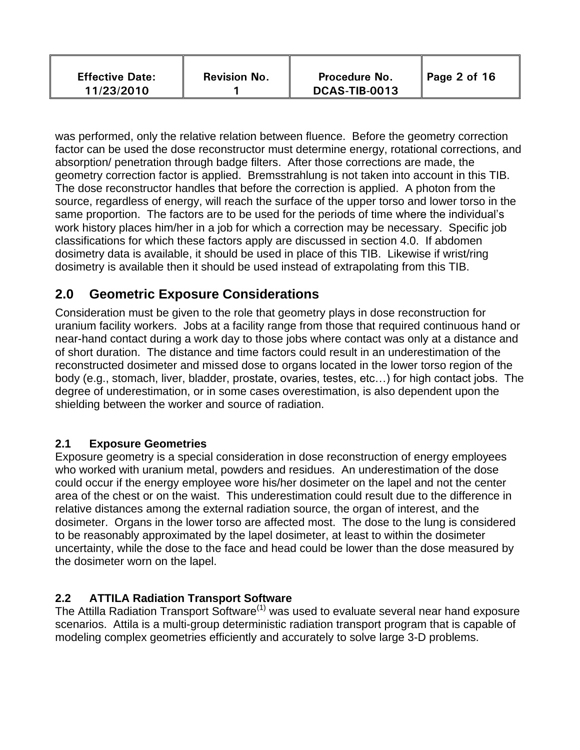was performed, only the relative relation between fluence. Before the geometry correction factor can be used the dose reconstructor must determine energy, rotational corrections, and absorption/ penetration through badge filters. After those corrections are made, the geometry correction factor is applied. Bremsstrahlung is not taken into account in this TIB. The dose reconstructor handles that before the correction is applied. A photon from the source, regardless of energy, will reach the surface of the upper torso and lower torso in the same proportion. The factors are to be used for the periods of time where the individual's work history places him/her in a job for which a correction may be necessary. Specific job classifications for which these factors apply are discussed in section 4.0. If abdomen dosimetry data is available, it should be used in place of this TIB. Likewise if wrist/ring dosimetry is available then it should be used instead of extrapolating from this TIB.

## 2.0 Geometric Exposure Considerations

Consideration must be given to the role that geometry plays in dose reconstruction for uranium facility workers. Jobs at a facility range from those that required continuous hand or near-hand contact during a work day to those jobs where contact was only at a distance and of short duration. The distance and time factors could result in an underestimation of the reconstructed dosimeter and missed dose to organs located in the lower torso region of the body (e.g., stomach, liver, bladder, prostate, ovaries, testes, etc…) for high contact jobs. The degree of underestimation, or in some cases overestimation, is also dependent upon the shielding between the worker and source of radiation.

### 2.1 Exposure Geometries

Exposure geometry is a special consideration in dose reconstruction of energy employees who worked with uranium metal, powders and residues. An underestimation of the dose could occur if the energy employee wore his/her dosimeter on the lapel and not the center area of the chest or on the waist. This underestimation could result due to the difference in relative distances among the external radiation source, the organ of interest, and the dosimeter. Organs in the lower torso are affected most. The dose to the lung is considered to be reasonably approximated by the lapel dosimeter, at least to within the dosimeter uncertainty, while the dose to the face and head could be lower than the dose measured by the dosimeter worn on the lapel.

### 2.2 ATTILA Radiation Transport Software

The Attilla Radiation Transport Software[1] was used to evaluate several near hand exposure scenarios. Attila is a multi-group deterministic radiation transport program that is capable of modeling complex geometries efficiently and accurately to solve large 3-D problems.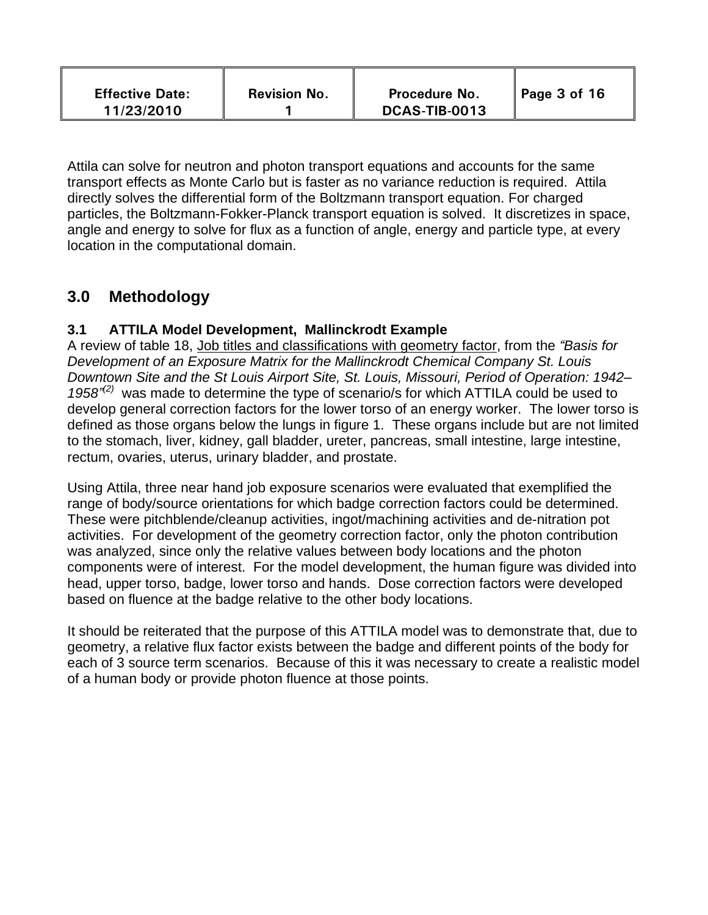Attila can solve for neutron and photon transport equations and accounts for the same transport effects as Monte Carlo but is faster as no variance reduction is required. Attila directly solves the differential form of the Boltzmann transport equation. For charged particles, the Boltzmann-Fokker-Planck transport equation is solved. It discretizes in space, angle and energy to solve for flux as a function of angle, energy and particle type, at every location in the computational domain.

## 3.0 Methodology

### 3.1 ATTILA Model Development, Mallinckrodt Example

A review of table 18, Job titles and classifications with geometry factor, from the *"Basis for Development of an Exposure Matrix for the Mallinckrodt Chemical Company St. Louis Downtown Site and the St Louis Airport Site, St. Louis, Missouri, Period of Operation: 1942–1958"*[(2)] was made to determine the type of scenario/s for which ATTILA could be used to develop general correction factors for the lower torso of an energy worker. The lower torso is defined as those organs below the lungs in figure 1. These organs include but are not limited to the stomach, liver, kidney, gall bladder, ureter, pancreas, small intestine, large intestine, rectum, ovaries, uterus, urinary bladder, and prostate.

Using Attila, three near hand job exposure scenarios were evaluated that exemplified the range of body/source orientations for which badge correction factors could be determined. These were pitchblende/cleanup activities, ingot/machining activities and de-nitration pot activities. For development of the geometry correction factor, only the photon contribution was analyzed, since only the relative values between body locations and the photon components were of interest. For the model development, the human figure was divided into head, upper torso, badge, lower torso and hands. Dose correction factors were developed based on fluence at the badge relative to the other body locations.

It should be reiterated that the purpose of this ATTILA model was to demonstrate that, due to geometry, a relative flux factor exists between the badge and different points of the body for each of 3 source term scenarios. Because of this it was necessary to create a realistic model of a human body or provide photon fluence at those points.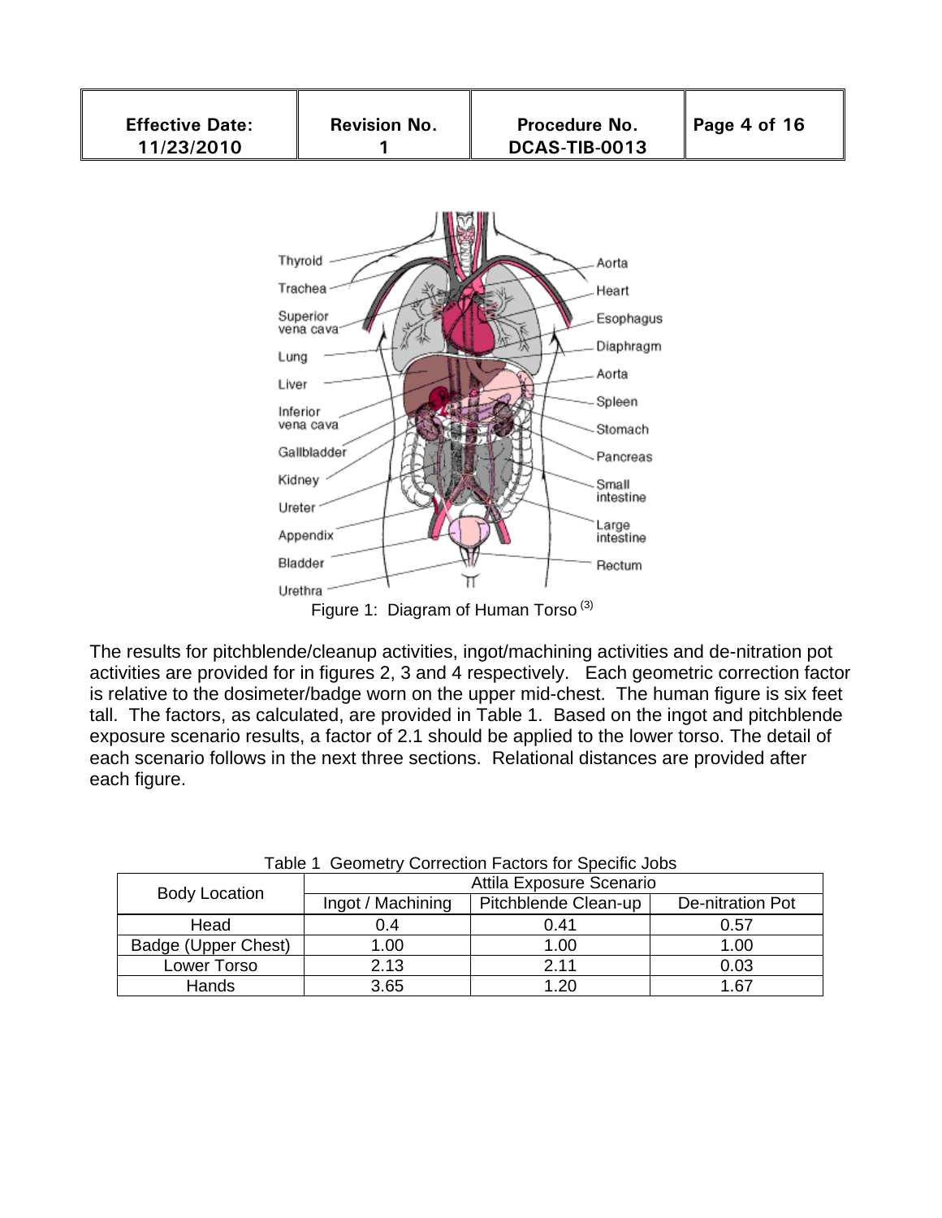Figure 1: Diagram of Human Torso [3]

The results for pitchblende/cleanup activities, ingot/machining activities and de-nitration pot activities are provided for in figures 2, 3 and 4 respectively. Each geometric correction factor is relative to the dosimeter/badge worn on the upper mid-chest. The human figure is six feet tall. The factors, as calculated, are provided in Table 1. Based on the ingot and pitchblende exposure scenario results, a factor of 2.1 should be applied to the lower torso. The detail of each scenario follows in the next three sections. Relational distances are provided after each figure.

Table 1 Geometry Correction Factors for Specific Jobs

| Body Location | Attila Exposure Scenario | | |
|---|---|---|---|
| | Ingot / Machining | Pitchblende Clean-up | De-nitration Pot |
| Head | 0.4 | 0.41 | 0.57 |
| Badge (Upper Chest) | 1.00 | 1.00 | 1.00 |
| Lower Torso | 2.13 | 2.11 | 0.03 |
| Hands | 3.65 | 1.20 | 1.67 |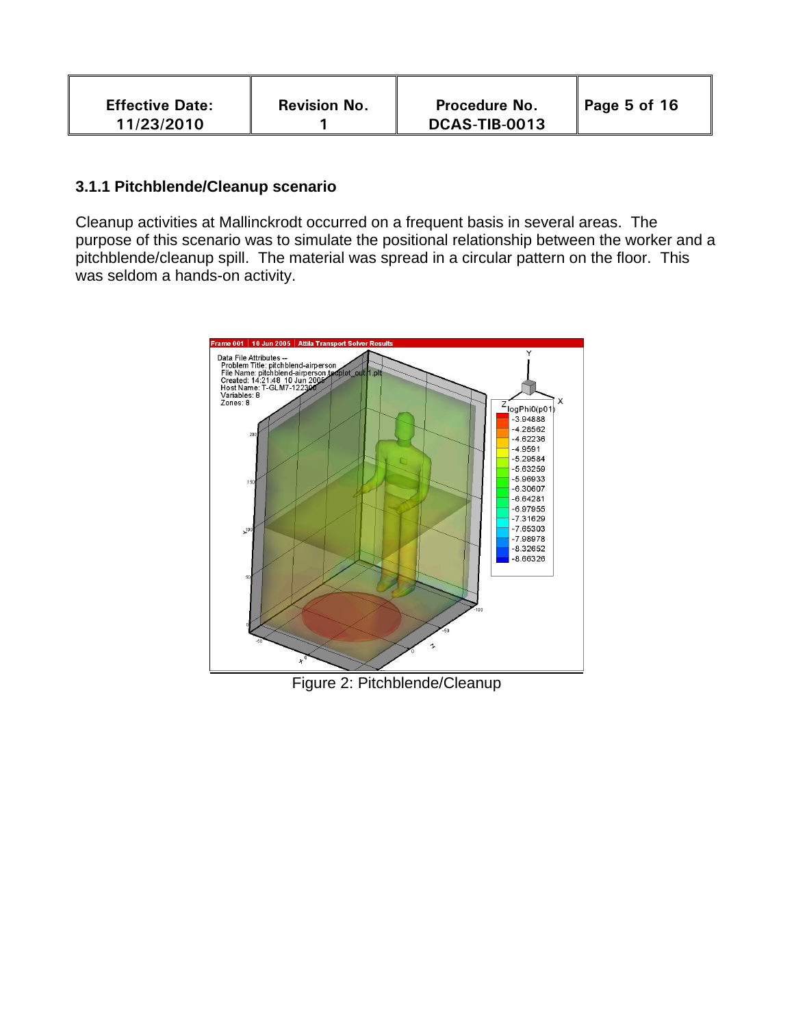### 3.1.1 Pitchblende/Cleanup scenario

Cleanup activities at Mallinckrodt occurred on a frequent basis in several areas. The purpose of this scenario was to simulate the positional relationship between the worker and a pitchblende/cleanup spill. The material was spread in a circular pattern on the floor. This was seldom a hands-on activity.

Figure 2: Pitchblende/Cleanup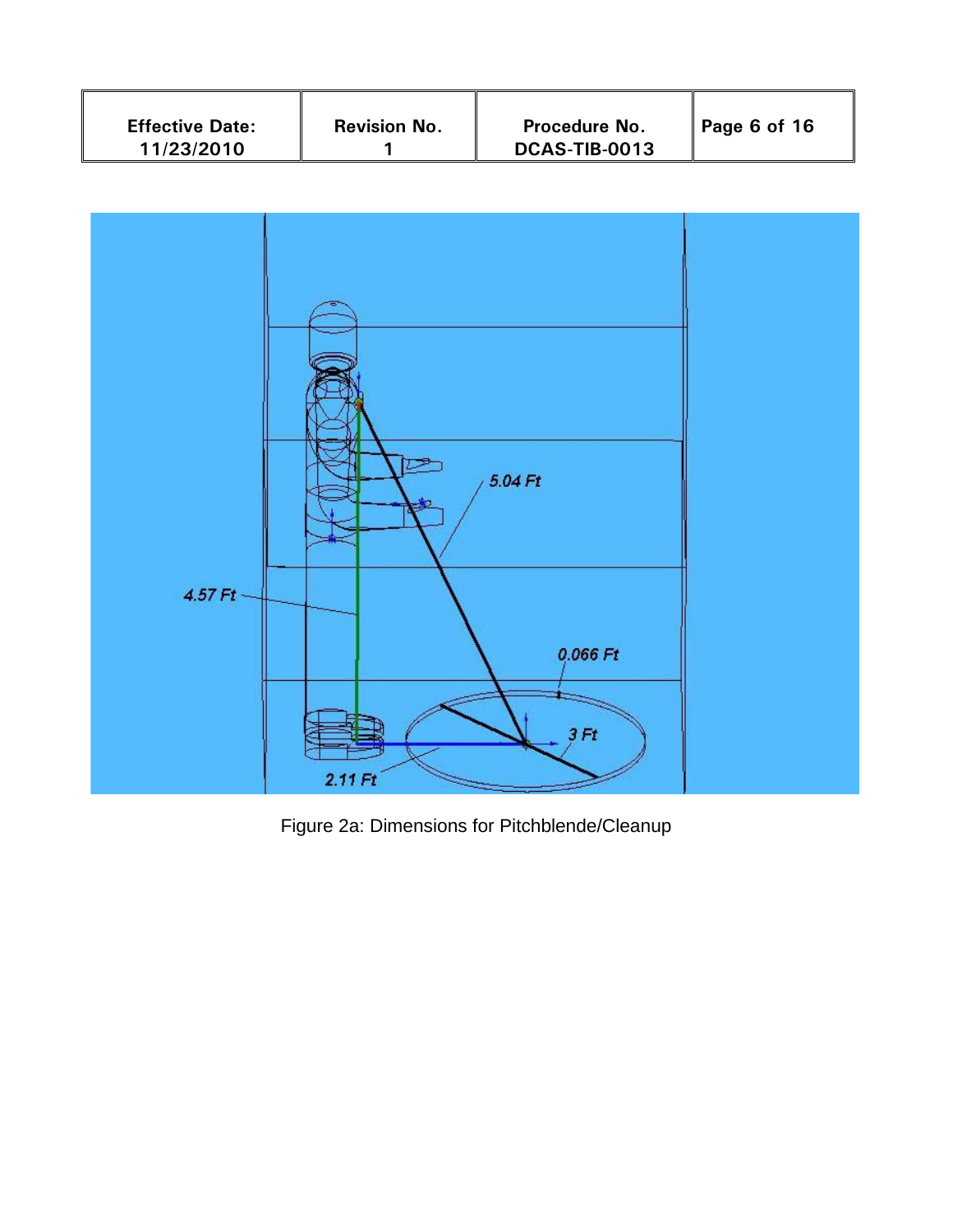Figure 2a: Dimensions for Pitchblende/Cleanup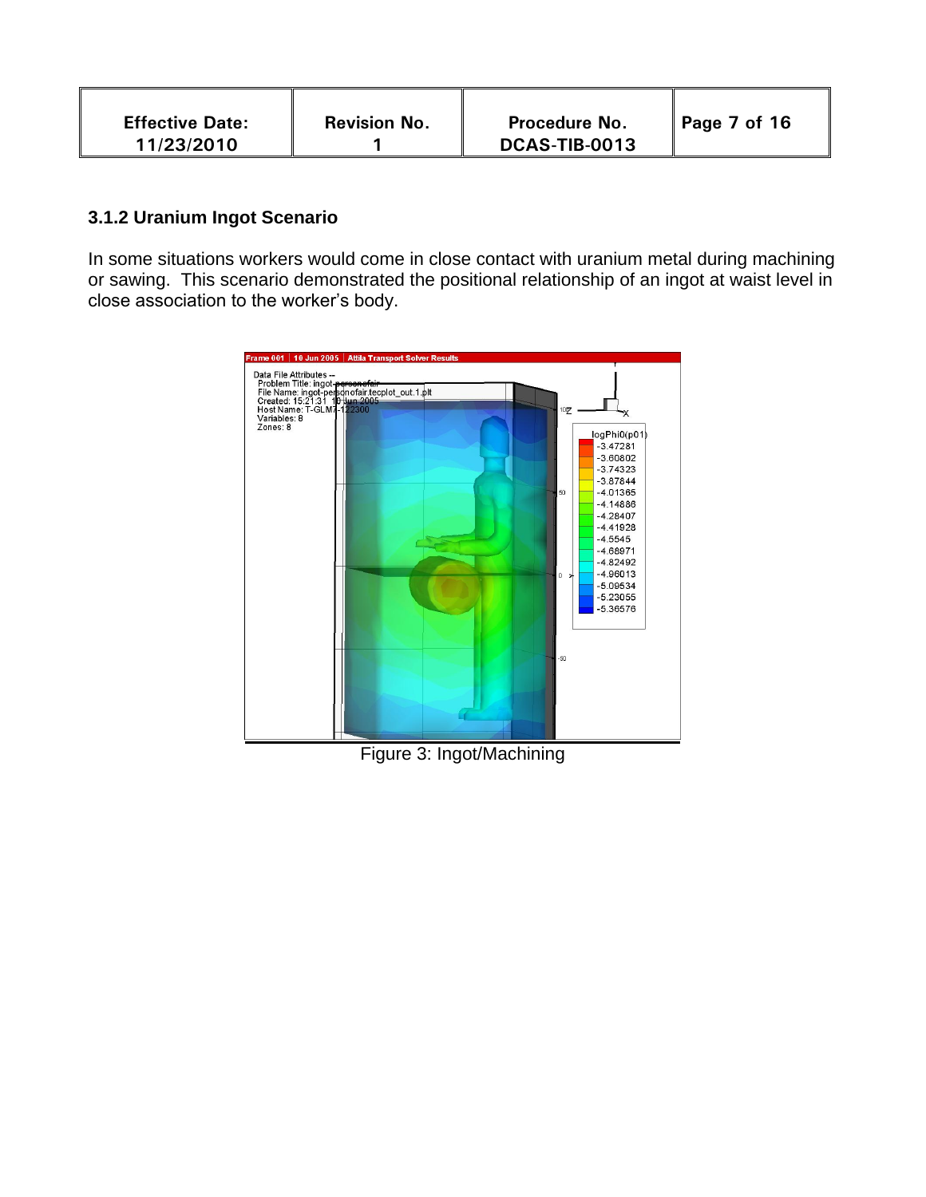### 3.1.2 Uranium Ingot Scenario

In some situations workers would come in close contact with uranium metal during machining or sawing. This scenario demonstrated the positional relationship of an ingot at waist level in close association to the worker's body.

Figure 3: Ingot/Machining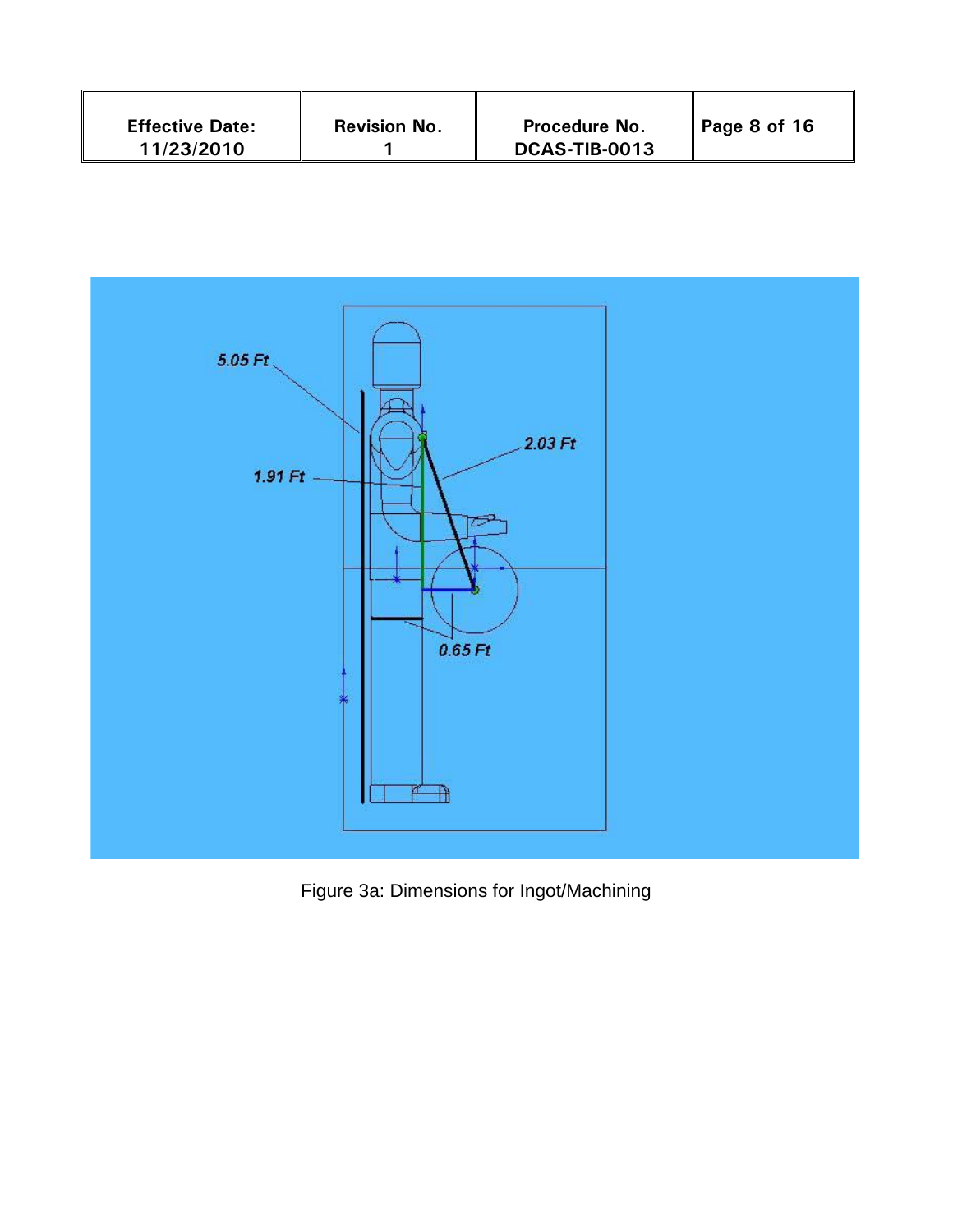5.05 Ft

1.91 Ft

2.03 Ft

0.65 Ft

Figure 3a: Dimensions for Ingot/Machining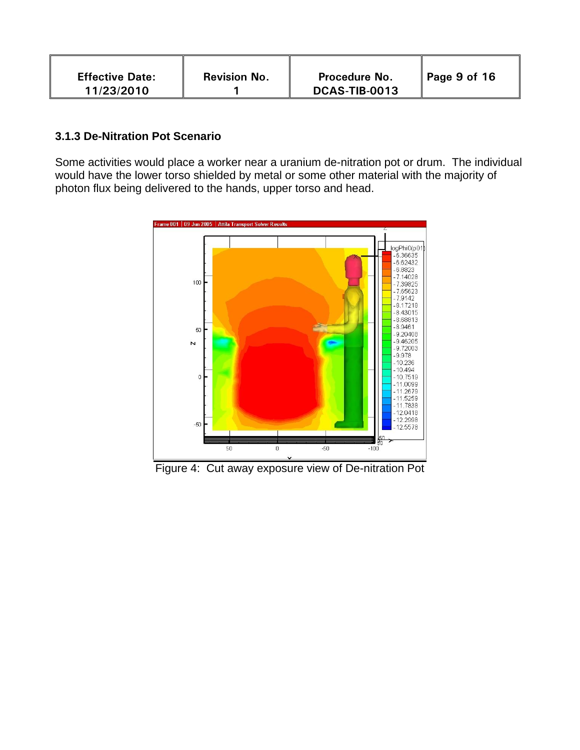### 3.1.3 De-Nitration Pot Scenario

Some activities would place a worker near a uranium de-nitration pot or drum. The individual would have the lower torso shielded by metal or some other material with the majority of photon flux being delivered to the hands, upper torso and head.

Figure 4: Cut away exposure view of De-nitration Pot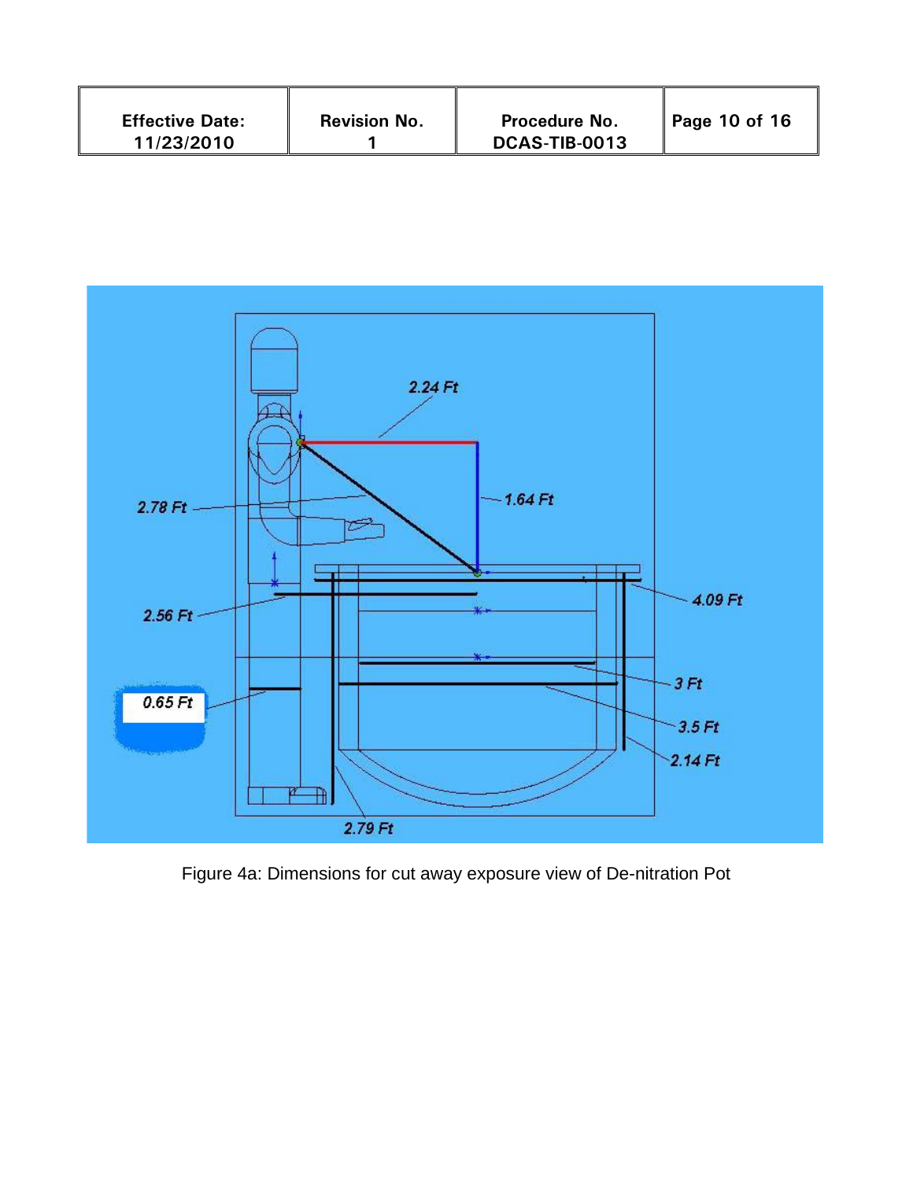Figure 4a: Dimensions for cut away exposure view of De-nitration Pot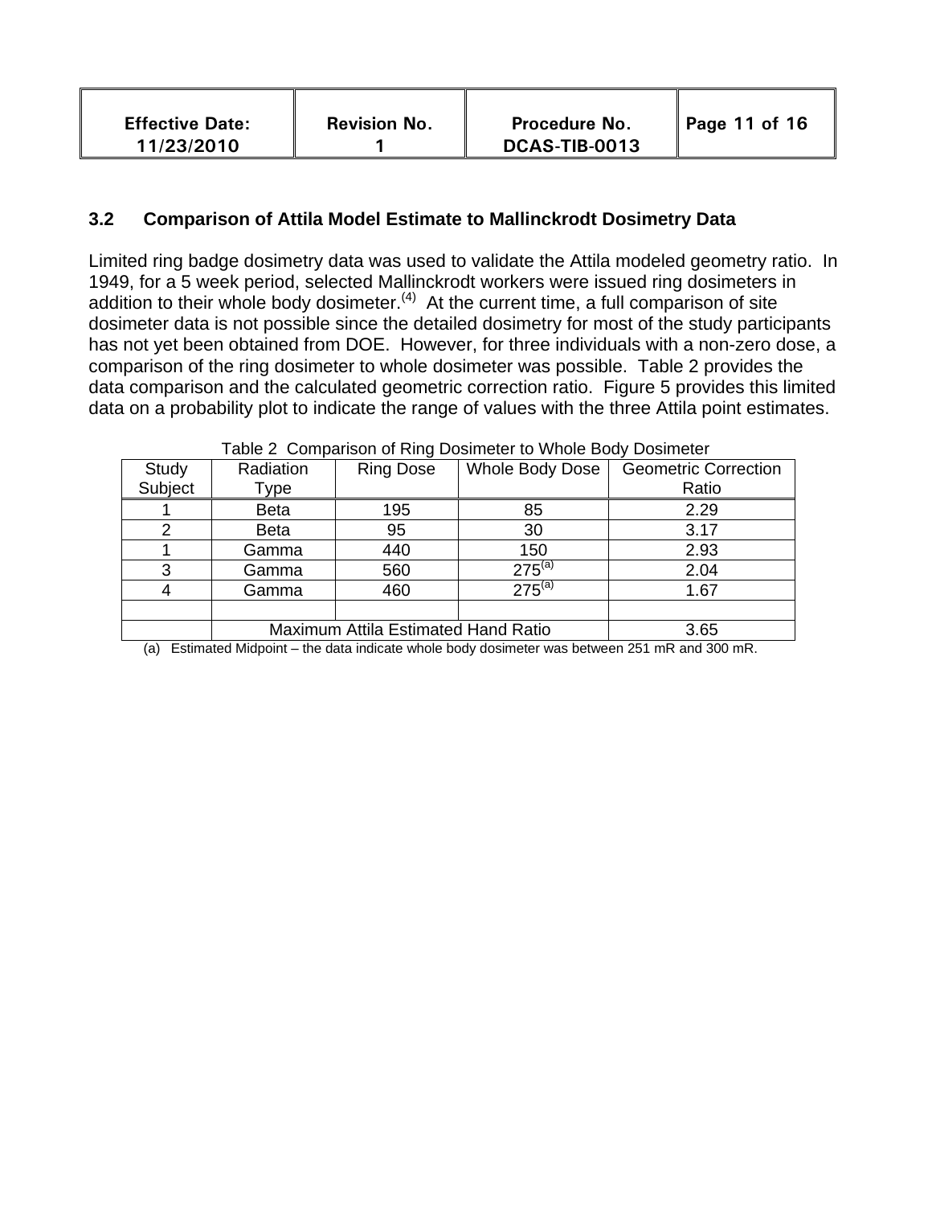### 3.2 Comparison of Attila Model Estimate to Mallinckrodt Dosimetry Data

Limited ring badge dosimetry data was used to validate the Attila modeled geometry ratio. In 1949, for a 5 week period, selected Mallinckrodt workers were issued ring dosimeters in addition to their whole body dosimeter.[4] At the current time, a full comparison of site dosimeter data is not possible since the detailed dosimetry for most of the study participants has not yet been obtained from DOE. However, for three individuals with a non-zero dose, a comparison of the ring dosimeter to whole dosimeter was possible. Table 2 provides the data comparison and the calculated geometric correction ratio. Figure 5 provides this limited data on a probability plot to indicate the range of values with the three Attila point estimates.

Table 2 Comparison of Ring Dosimeter to Whole Body Dosimeter

| Study Subject | Radiation Type | Ring Dose | Whole Body Dose | Geometric Correction Ratio |
|---|---|---|---|---|
| 1 | Beta | 195 | 85 | 2.29 |
| 2 | Beta | 95 | 30 | 3.17 |
| 1 | Gamma | 440 | 150 | 2.93 |
| 3 | Gamma | 560 | 275[a] | 2.04 |
| 4 | Gamma | 460 | 275[a] | 1.67 |
| | | | | |
| | Maximum Attila Estimated Hand Ratio | | | 3.65 |

(a) Estimated Midpoint – the data indicate whole body dosimeter was between 251 mR and 300 mR.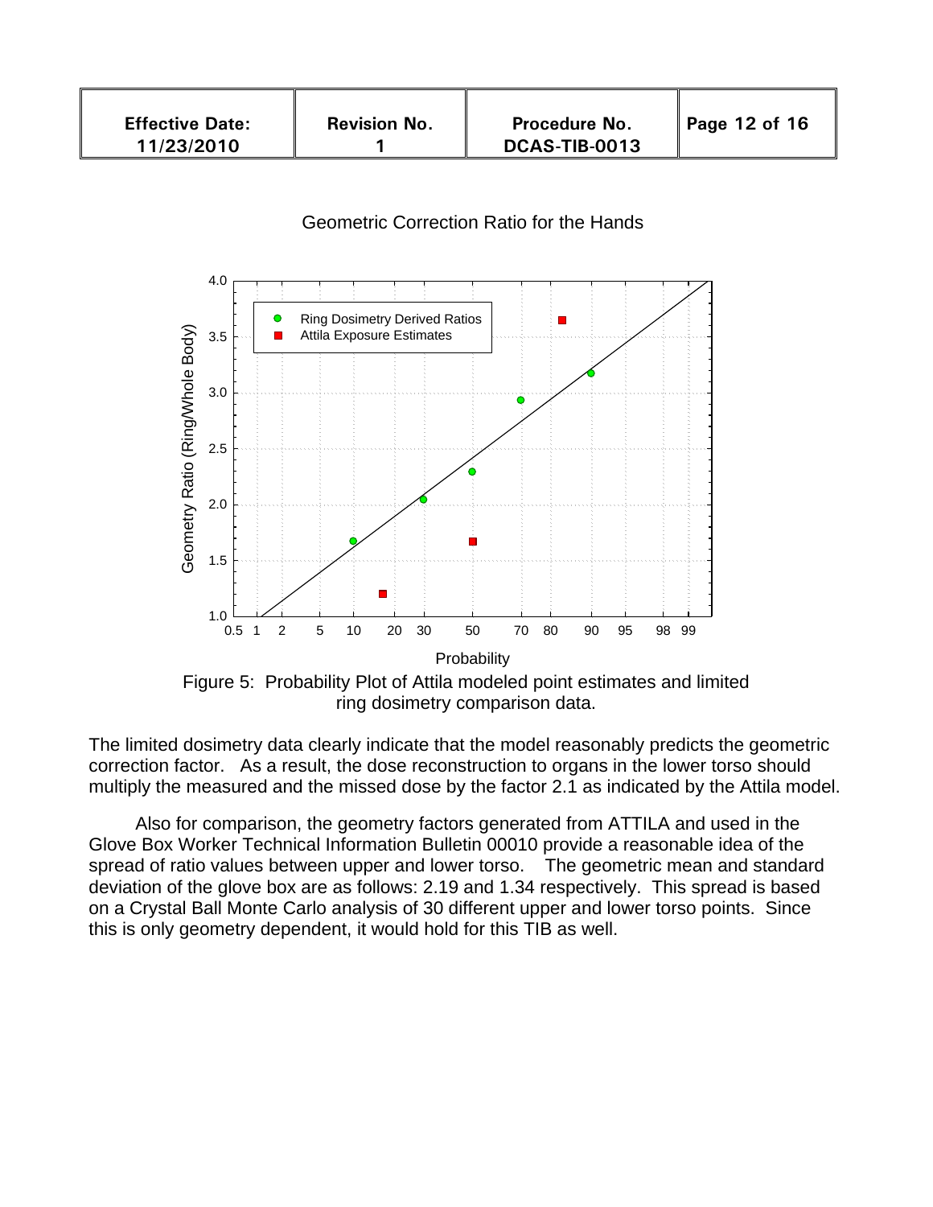Geometric Correction Ratio for the Hands

Figure 5: Probability Plot of Attila modeled point estimates and limited ring dosimetry comparison data.

The limited dosimetry data clearly indicate that the model reasonably predicts the geometric correction factor. As a result, the dose reconstruction to organs in the lower torso should multiply the measured and the missed dose by the factor 2.1 as indicated by the Attila model.

Also for comparison, the geometry factors generated from ATTILA and used in the Glove Box Worker Technical Information Bulletin 00010 provide a reasonable idea of the spread of ratio values between upper and lower torso. The geometric mean and standard deviation of the glove box are as follows: 2.19 and 1.34 respectively. This spread is based on a Crystal Ball Monte Carlo analysis of 30 different upper and lower torso points. Since this is only geometry dependent, it would hold for this TIB as well.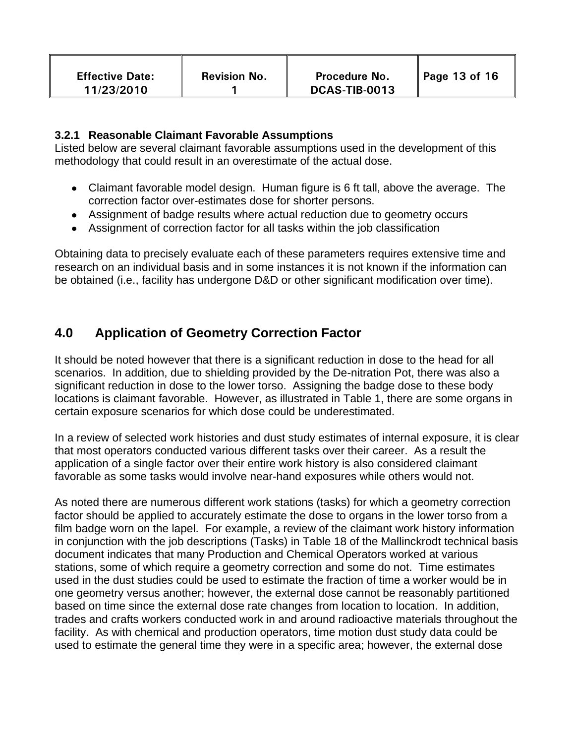### 3.2.1 Reasonable Claimant Favorable Assumptions

Listed below are several claimant favorable assumptions used in the development of this methodology that could result in an overestimate of the actual dose.

- Claimant favorable model design. Human figure is 6 ft tall, above the average. The correction factor over-estimates dose for shorter persons.
- Assignment of badge results where actual reduction due to geometry occurs
- Assignment of correction factor for all tasks within the job classification

Obtaining data to precisely evaluate each of these parameters requires extensive time and research on an individual basis and in some instances it is not known if the information can be obtained (i.e., facility has undergone D&D or other significant modification over time).

## 4.0 Application of Geometry Correction Factor

It should be noted however that there is a significant reduction in dose to the head for all scenarios. In addition, due to shielding provided by the De-nitration Pot, there was also a significant reduction in dose to the lower torso. Assigning the badge dose to these body locations is claimant favorable. However, as illustrated in Table 1, there are some organs in certain exposure scenarios for which dose could be underestimated.

In a review of selected work histories and dust study estimates of internal exposure, it is clear that most operators conducted various different tasks over their career. As a result the application of a single factor over their entire work history is also considered claimant favorable as some tasks would involve near-hand exposures while others would not.

As noted there are numerous different work stations (tasks) for which a geometry correction factor should be applied to accurately estimate the dose to organs in the lower torso from a film badge worn on the lapel. For example, a review of the claimant work history information in conjunction with the job descriptions (Tasks) in Table 18 of the Mallinckrodt technical basis document indicates that many Production and Chemical Operators worked at various stations, some of which require a geometry correction and some do not. Time estimates used in the dust studies could be used to estimate the fraction of time a worker would be in one geometry versus another; however, the external dose cannot be reasonably partitioned based on time since the external dose rate changes from location to location. In addition, trades and crafts workers conducted work in and around radioactive materials throughout the facility. As with chemical and production operators, time motion dust study data could be used to estimate the general time they were in a specific area; however, the external dose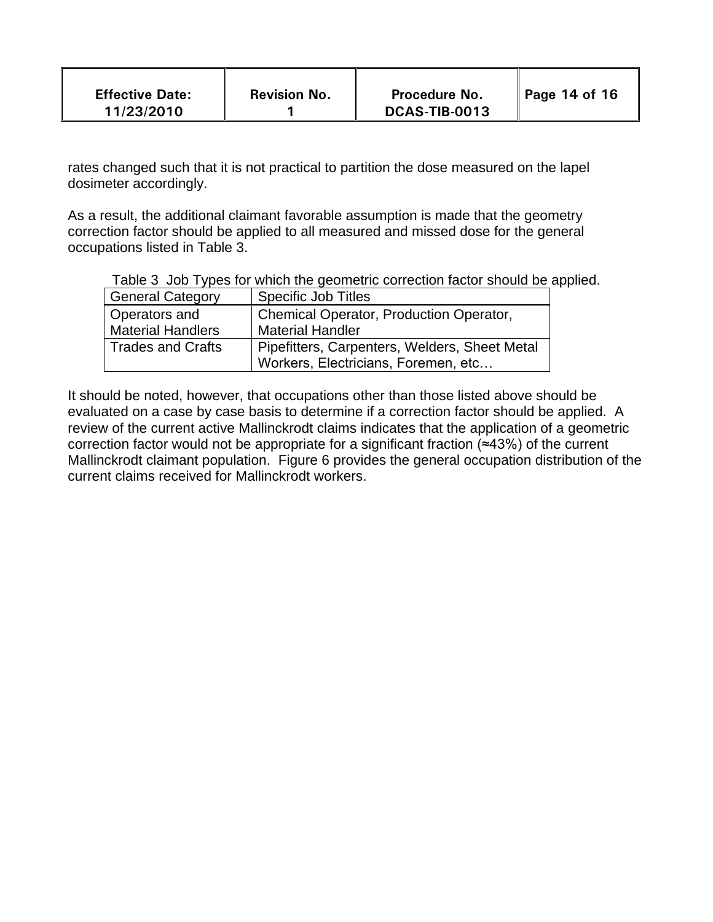rates changed such that it is not practical to partition the dose measured on the lapel dosimeter accordingly.

As a result, the additional claimant favorable assumption is made that the geometry correction factor should be applied to all measured and missed dose for the general occupations listed in Table 3.

Table 3 Job Types for which the geometric correction factor should be applied.

| General Category | Specific Job Titles |
|---|---|
| Operators and Material Handlers | Chemical Operator, Production Operator, Material Handler |
| Trades and Crafts | Pipefitters, Carpenters, Welders, Sheet Metal Workers, Electricians, Foremen, etc… |

It should be noted, however, that occupations other than those listed above should be evaluated on a case by case basis to determine if a correction factor should be applied. A review of the current active Mallinckrodt claims indicates that the application of a geometric correction factor would not be appropriate for a significant fraction (≈43%) of the current Mallinckrodt claimant population. Figure 6 provides the general occupation distribution of the current claims received for Mallinckrodt workers.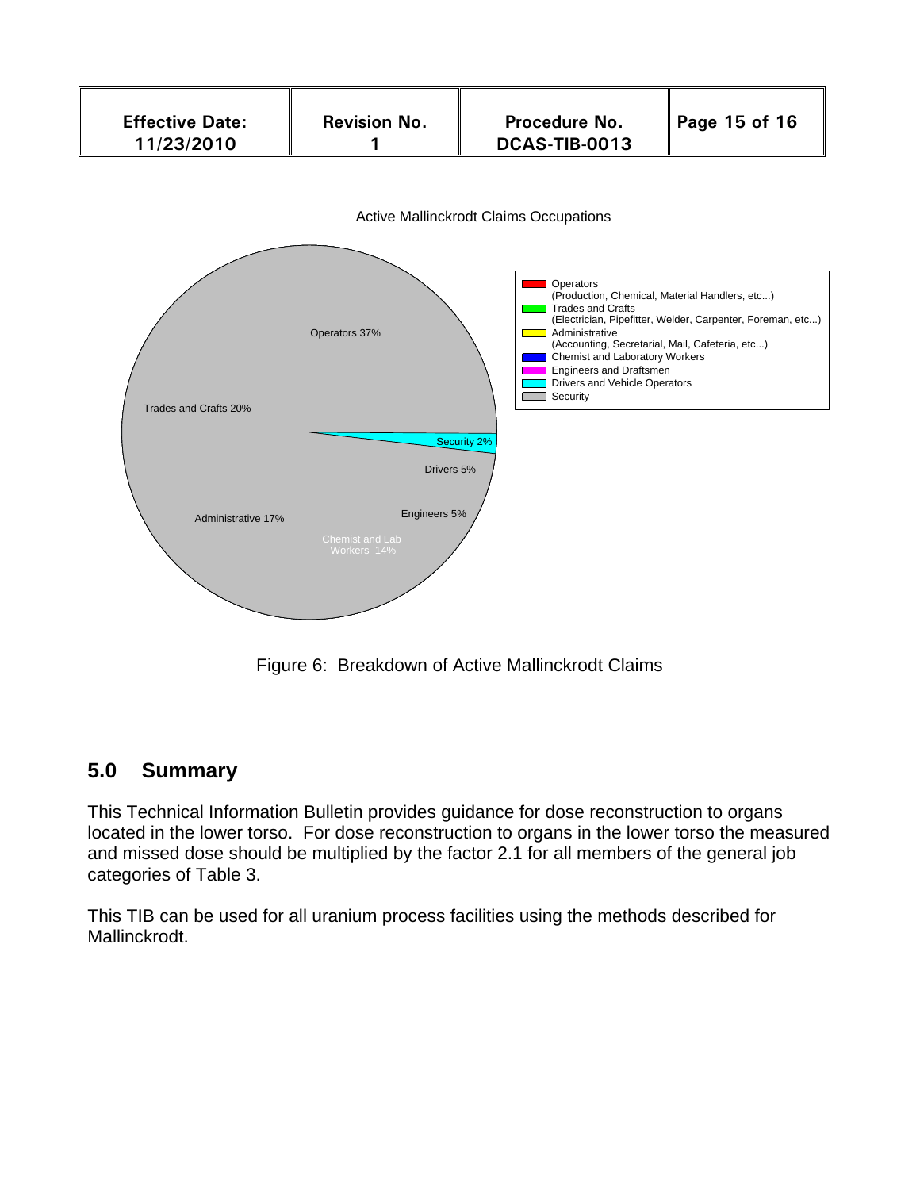Active Mallinckrodt Claims Occupations

- Operators (Production, Chemical, Material Handlers, etc...)
- Trades and Crafts (Electrician, Pipefitter, Welder, Carpenter, Foreman, etc...)
- Administrative (Accounting, Secretarial, Mail, Cafeteria, etc...)
- Chemist and Laboratory Workers
- Engineers and Draftsmen
- Drivers and Vehicle Operators
- Security

Operators 37%
Trades and Crafts 20%
Administrative 17%
Chemist and Lab Workers 14%
Engineers 5%
Drivers 5%
Security 2%

Figure 6: Breakdown of Active Mallinckrodt Claims

## 5.0 Summary

This Technical Information Bulletin provides guidance for dose reconstruction to organs located in the lower torso. For dose reconstruction to organs in the lower torso the measured and missed dose should be multiplied by the factor 2.1 for all members of the general job categories of Table 3.

This TIB can be used for all uranium process facilities using the methods described for Mallinckrodt.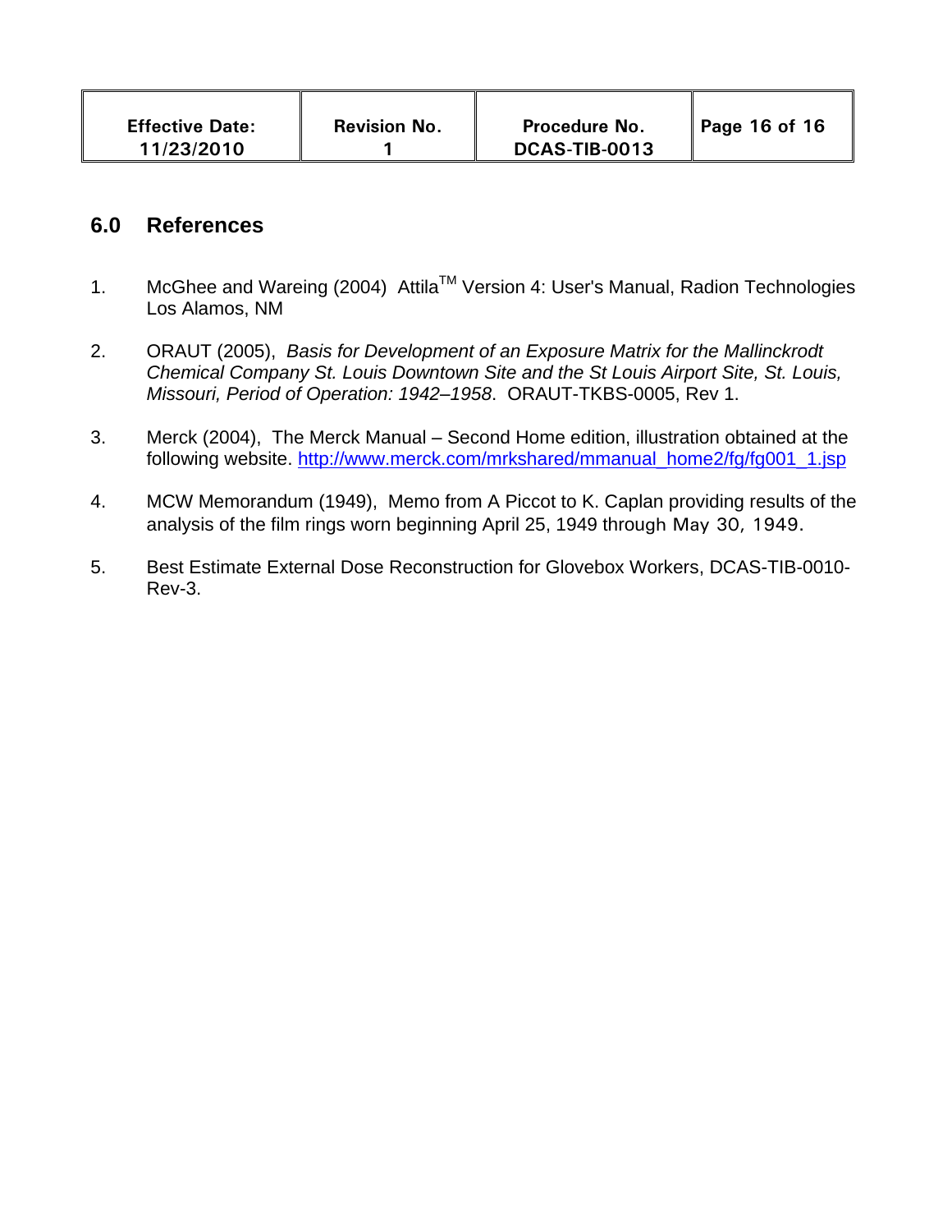## 6.0 References

1. McGhee and Wareing (2004) Attila™ Version 4: User's Manual, Radion Technologies Los Alamos, NM

2. ORAUT (2005), *Basis for Development of an Exposure Matrix for the Mallinckrodt Chemical Company St. Louis Downtown Site and the St Louis Airport Site, St. Louis, Missouri, Period of Operation: 1942–1958*. ORAUT-TKBS-0005, Rev 1.

3. Merck (2004), The Merck Manual – Second Home edition, illustration obtained at the following website. http://www.merck.com/mrkshared/mmanual_home2/fg/fg001_1.jsp

4. MCW Memorandum (1949), Memo from A Piccot to K. Caplan providing results of the analysis of the film rings worn beginning April 25, 1949 through May 30, 1949.

5. Best Estimate External Dose Reconstruction for Glovebox Workers, DCAS-TIB-0010-Rev-3.